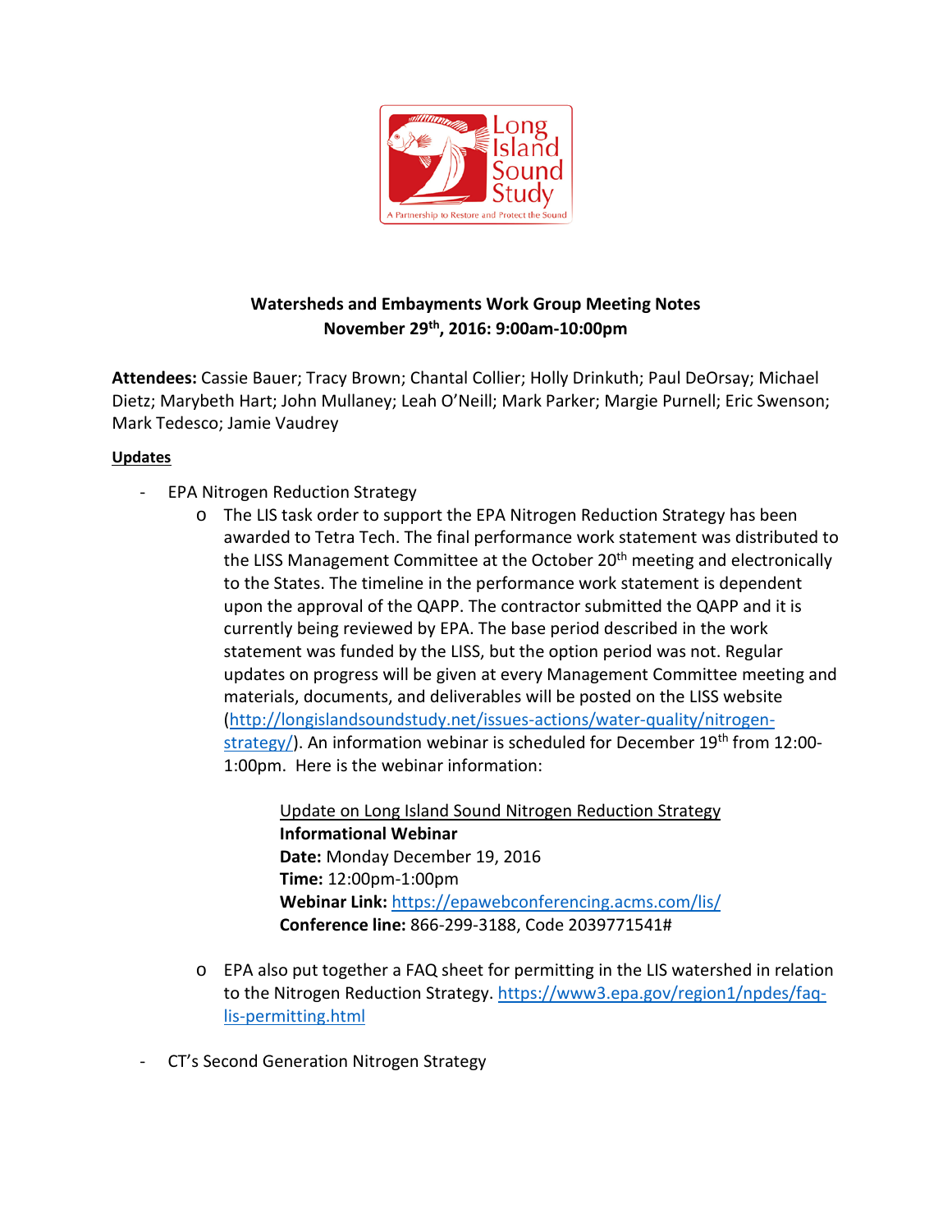**Watersheds and Embayments Work Group Meeting Notes**
**November 29th, 2016: 9:00am-10:00pm**

**Attendees:** Cassie Bauer; Tracy Brown; Chantal Collier; Holly Drinkuth; Paul DeOrsay; Michael Dietz; Marybeth Hart; John Mullaney; Leah O'Neill; Mark Parker; Margie Purnell; Eric Swenson; Mark Tedesco; Jamie Vaudrey

**Updates**

- EPA Nitrogen Reduction Strategy
  - The LIS task order to support the EPA Nitrogen Reduction Strategy has been awarded to Tetra Tech. The final performance work statement was distributed to the LISS Management Committee at the October 20th meeting and electronically to the States. The timeline in the performance work statement is dependent upon the approval of the QAPP. The contractor submitted the QAPP and it is currently being reviewed by EPA. The base period described in the work statement was funded by the LISS, but the option period was not. Regular updates on progress will be given at every Management Committee meeting and materials, documents, and deliverables will be posted on the LISS website (http://longislandsoundstudy.net/issues-actions/water-quality/nitrogen-strategy/). An information webinar is scheduled for December 19th from 12:00-1:00pm. Here is the webinar information:

    Update on Long Island Sound Nitrogen Reduction Strategy
    **Informational Webinar**
    **Date:** Monday December 19, 2016
    **Time:** 12:00pm-1:00pm
    **Webinar Link:** https://epawebconferencing.acms.com/lis/
    **Conference line:** 866-299-3188, Code 2039771541#

  - EPA also put together a FAQ sheet for permitting in the LIS watershed in relation to the Nitrogen Reduction Strategy. https://www3.epa.gov/region1/npdes/faq-lis-permitting.html

- CT's Second Generation Nitrogen Strategy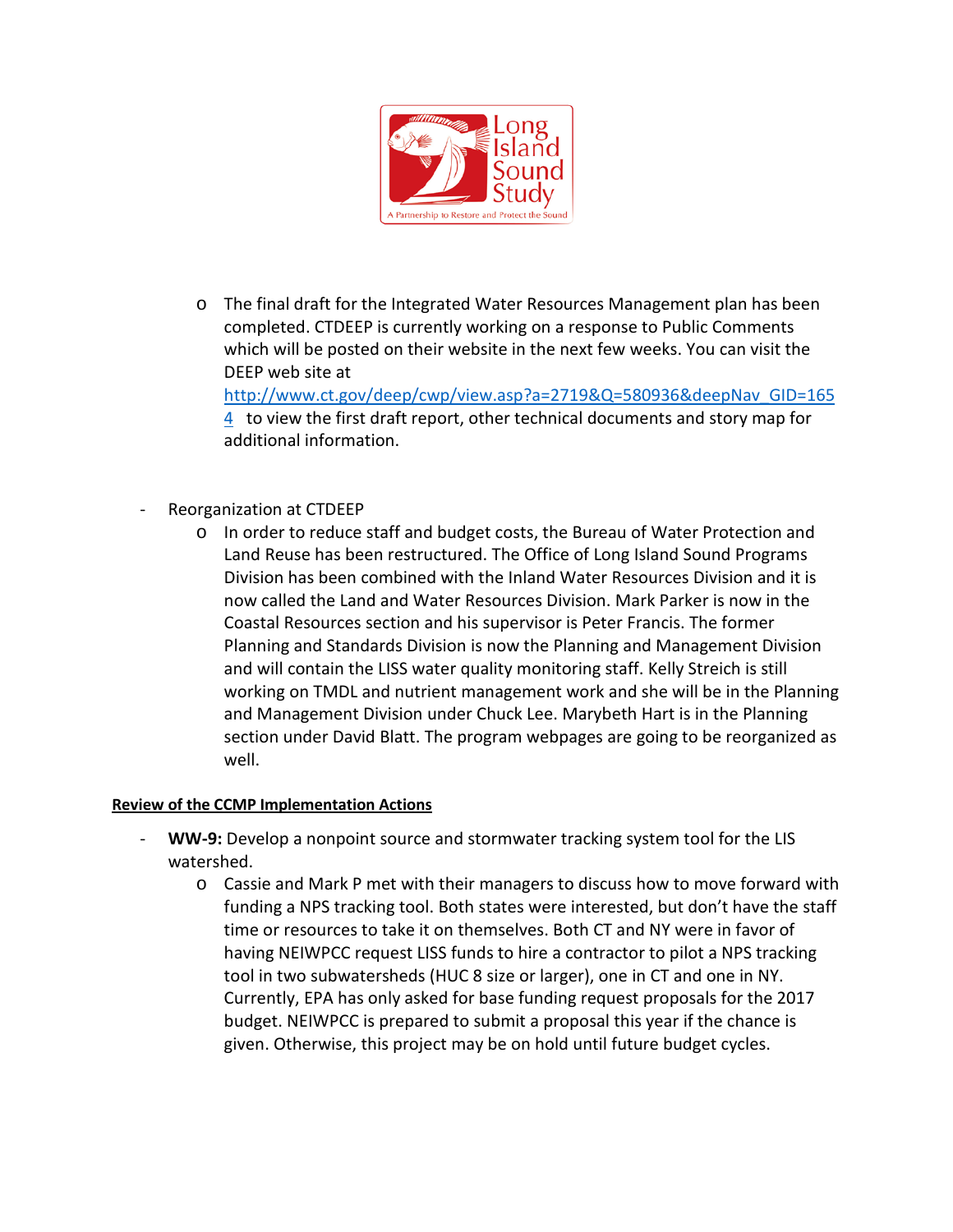- The final draft for the Integrated Water Resources Management plan has been completed. CTDEEP is currently working on a response to Public Comments which will be posted on their website in the next few weeks. You can visit the DEEP web site at http://www.ct.gov/deep/cwp/view.asp?a=2719&Q=580936&deepNav_GID=1654 to view the first draft report, other technical documents and story map for additional information.

- Reorganization at CTDEEP
  - In order to reduce staff and budget costs, the Bureau of Water Protection and Land Reuse has been restructured. The Office of Long Island Sound Programs Division has been combined with the Inland Water Resources Division and it is now called the Land and Water Resources Division. Mark Parker is now in the Coastal Resources section and his supervisor is Peter Francis. The former Planning and Standards Division is now the Planning and Management Division and will contain the LISS water quality monitoring staff. Kelly Streich is still working on TMDL and nutrient management work and she will be in the Planning and Management Division under Chuck Lee. Marybeth Hart is in the Planning section under David Blatt. The program webpages are going to be reorganized as well.

**Review of the CCMP Implementation Actions**

- **WW-9:** Develop a nonpoint source and stormwater tracking system tool for the LIS watershed.
  - Cassie and Mark P met with their managers to discuss how to move forward with funding a NPS tracking tool. Both states were interested, but don't have the staff time or resources to take it on themselves. Both CT and NY were in favor of having NEIWPCC request LISS funds to hire a contractor to pilot a NPS tracking tool in two subwatersheds (HUC 8 size or larger), one in CT and one in NY. Currently, EPA has only asked for base funding request proposals for the 2017 budget. NEIWPCC is prepared to submit a proposal this year if the chance is given. Otherwise, this project may be on hold until future budget cycles.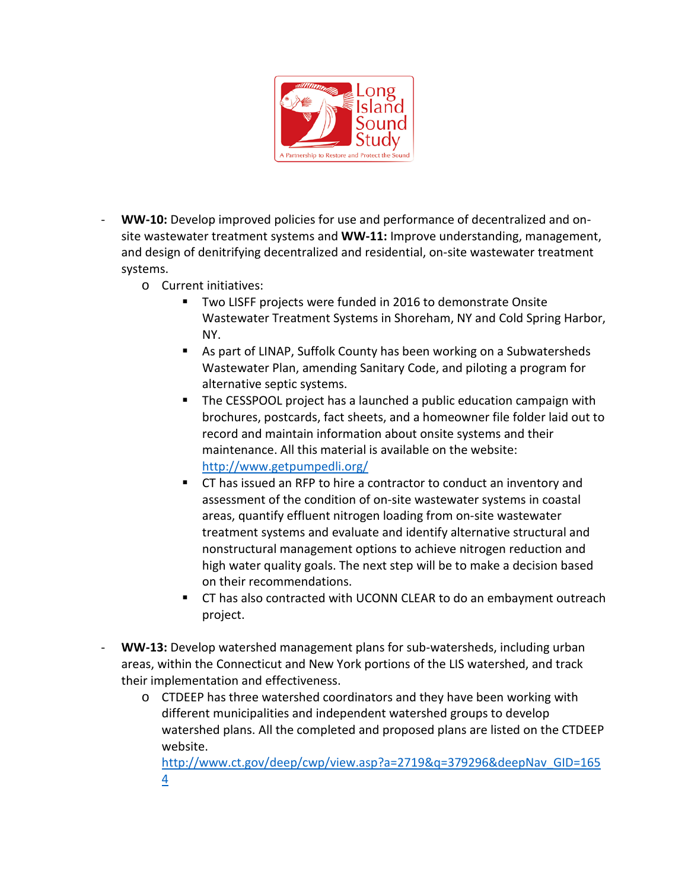- **WW-10:** Develop improved policies for use and performance of decentralized and on-site wastewater treatment systems and **WW-11:** Improve understanding, management, and design of denitrifying decentralized and residential, on-site wastewater treatment systems.
  - Current initiatives:
    - Two LISFF projects were funded in 2016 to demonstrate Onsite Wastewater Treatment Systems in Shoreham, NY and Cold Spring Harbor, NY.
    - As part of LINAP, Suffolk County has been working on a Subwatersheds Wastewater Plan, amending Sanitary Code, and piloting a program for alternative septic systems.
    - The CESSPOOL project has a launched a public education campaign with brochures, postcards, fact sheets, and a homeowner file folder laid out to record and maintain information about onsite systems and their maintenance. All this material is available on the website: http://www.getpumpedli.org/
    - CT has issued an RFP to hire a contractor to conduct an inventory and assessment of the condition of on-site wastewater systems in coastal areas, quantify effluent nitrogen loading from on-site wastewater treatment systems and evaluate and identify alternative structural and nonstructural management options to achieve nitrogen reduction and high water quality goals. The next step will be to make a decision based on their recommendations.
    - CT has also contracted with UCONN CLEAR to do an embayment outreach project.

- **WW-13:** Develop watershed management plans for sub-watersheds, including urban areas, within the Connecticut and New York portions of the LIS watershed, and track their implementation and effectiveness.
  - CTDEEP has three watershed coordinators and they have been working with different municipalities and independent watershed groups to develop watershed plans. All the completed and proposed plans are listed on the CTDEEP website. http://www.ct.gov/deep/cwp/view.asp?a=2719&q=379296&deepNav_GID=1654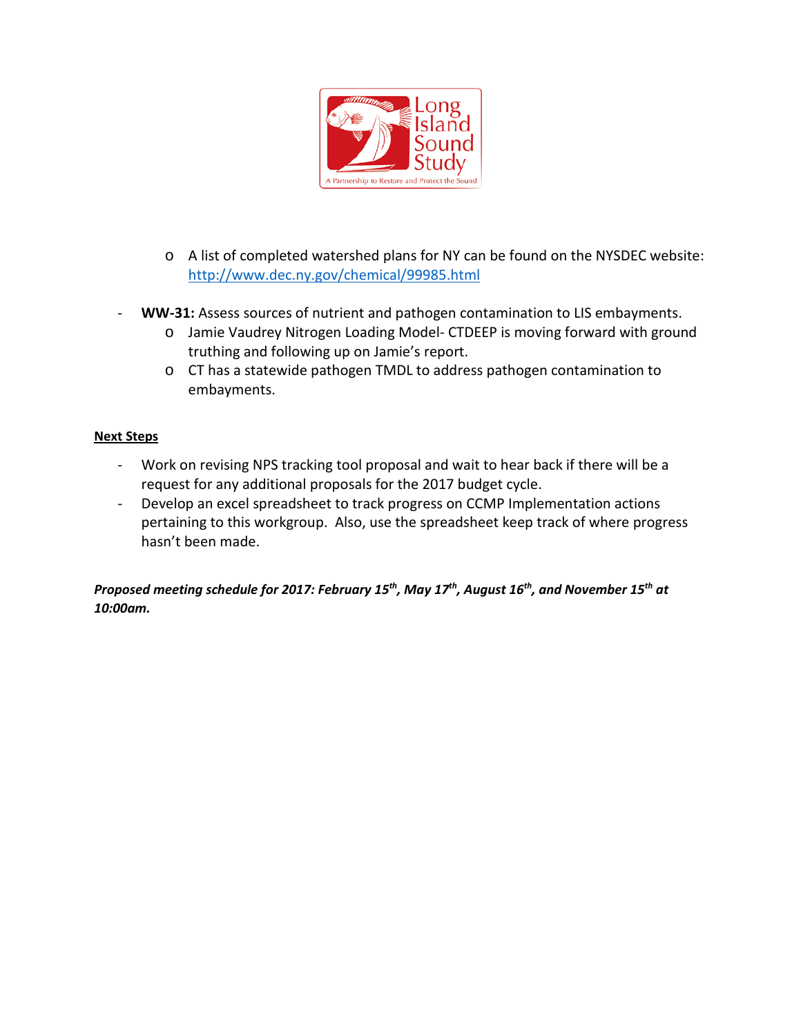- A list of completed watershed plans for NY can be found on the NYSDEC website: http://www.dec.ny.gov/chemical/99985.html

- **WW-31:** Assess sources of nutrient and pathogen contamination to LIS embayments.
  - Jamie Vaudrey Nitrogen Loading Model- CTDEEP is moving forward with ground truthing and following up on Jamie's report.
  - CT has a statewide pathogen TMDL to address pathogen contamination to embayments.

**Next Steps**

- Work on revising NPS tracking tool proposal and wait to hear back if there will be a request for any additional proposals for the 2017 budget cycle.
- Develop an excel spreadsheet to track progress on CCMP Implementation actions pertaining to this workgroup. Also, use the spreadsheet keep track of where progress hasn't been made.

***Proposed meeting schedule for 2017: February 15th, May 17th, August 16th, and November 15th at 10:00am.***